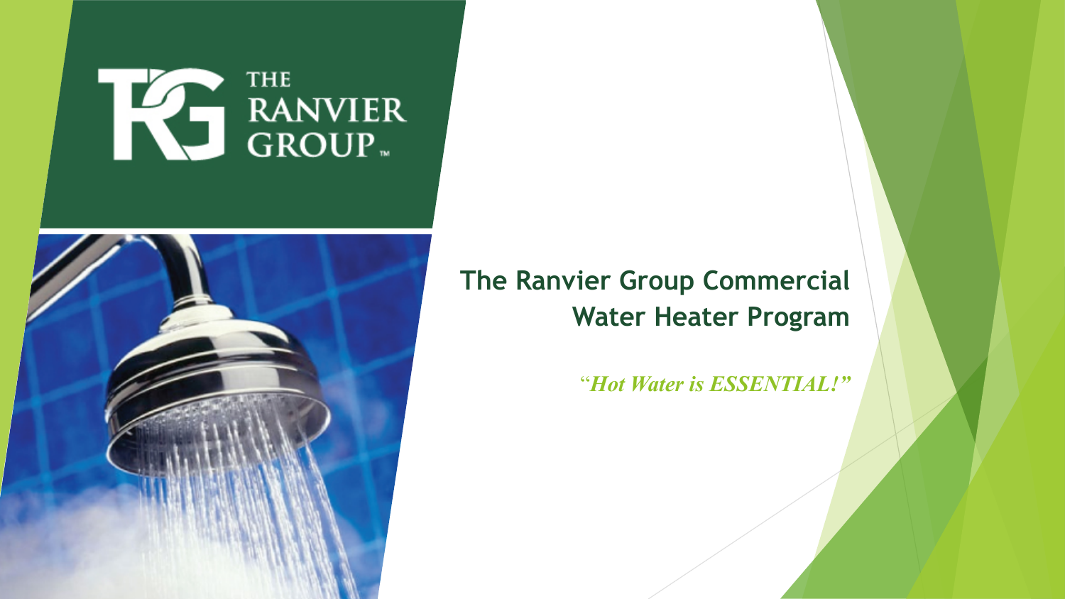THE RANVIER GROUP™

# The Ranvier Group Commercial Water Heater Program

*"Hot Water is ESSENTIAL!"*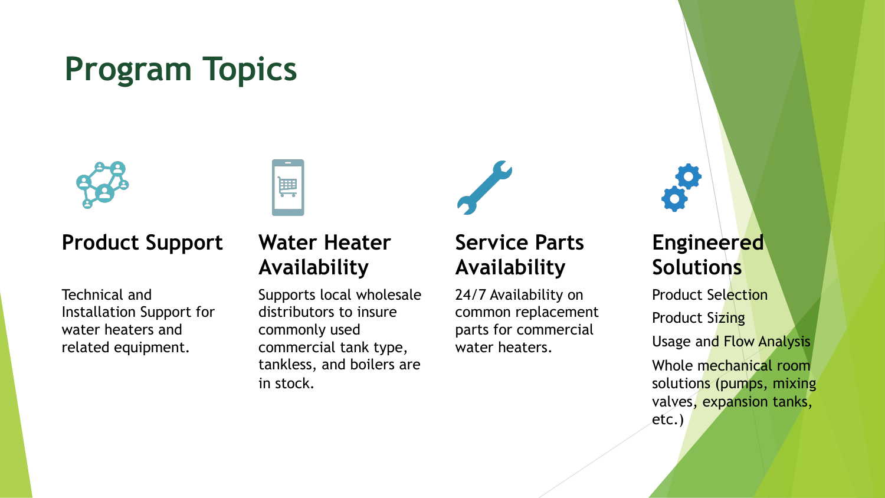# Program Topics

## Product Support

Technical and Installation Support for water heaters and related equipment.

## Water Heater Availability

Supports local wholesale distributors to insure commonly used commercial tank type, tankless, and boilers are in stock.

## Service Parts Availability

24/7 Availability on common replacement parts for commercial water heaters.

## Engineered Solutions

Product Selection

Product Sizing

Usage and Flow Analysis

Whole mechanical room solutions (pumps, mixing valves, expansion tanks, etc.)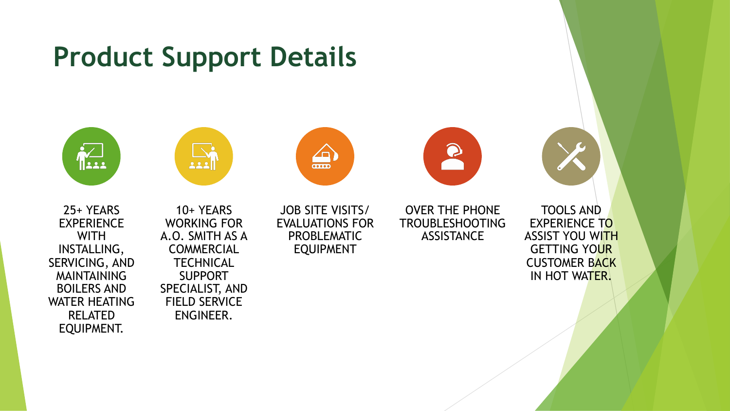# Product Support Details

- 25+ YEARS EXPERIENCE WITH INSTALLING, SERVICING, AND MAINTAINING BOILERS AND WATER HEATING RELATED EQUIPMENT.
- 10+ YEARS WORKING FOR A.O. SMITH AS A COMMERCIAL TECHNICAL SUPPORT SPECIALIST, AND FIELD SERVICE ENGINEER.
- JOB SITE VISITS/ EVALUATIONS FOR PROBLEMATIC EQUIPMENT
- OVER THE PHONE TROUBLESHOOTING ASSISTANCE
- TOOLS AND EXPERIENCE TO ASSIST YOU WITH GETTING YOUR CUSTOMER BACK IN HOT WATER.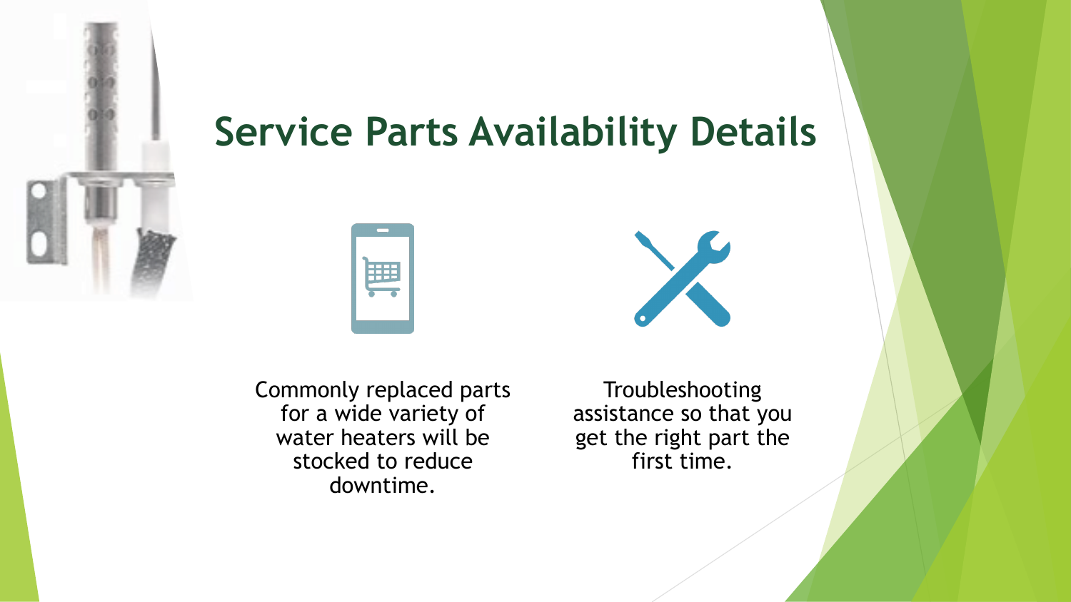# Service Parts Availability Details

Commonly replaced parts for a wide variety of water heaters will be stocked to reduce downtime.

Troubleshooting assistance so that you get the right part the first time.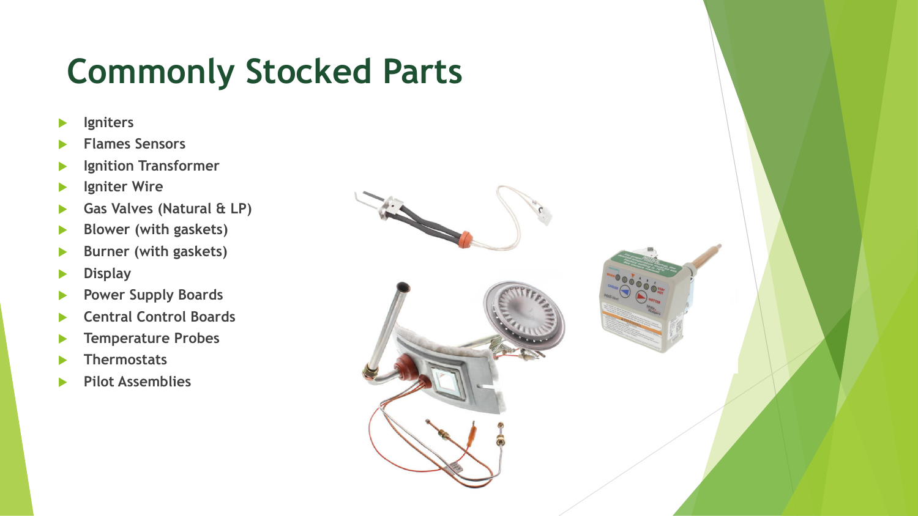# Commonly Stocked Parts

- Igniters
- Flames Sensors
- Ignition Transformer
- Igniter Wire
- Gas Valves (Natural & LP)
- Blower (with gaskets)
- Burner (with gaskets)
- Display
- Power Supply Boards
- Central Control Boards
- Temperature Probes
- Thermostats
- Pilot Assemblies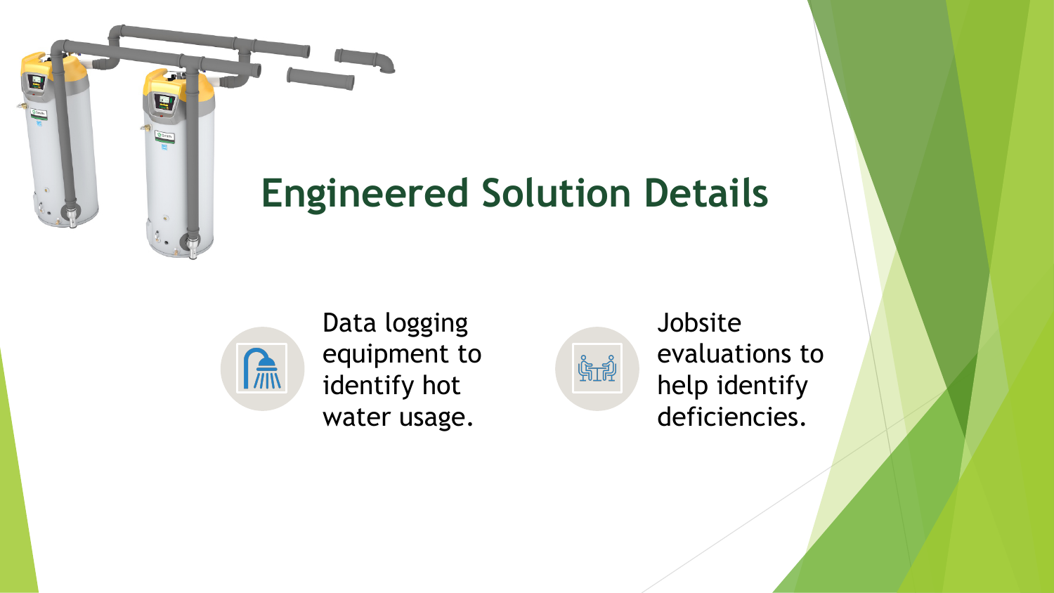# Engineered Solution Details

- Data logging equipment to identify hot water usage.
- Jobsite evaluations to help identify deficiencies.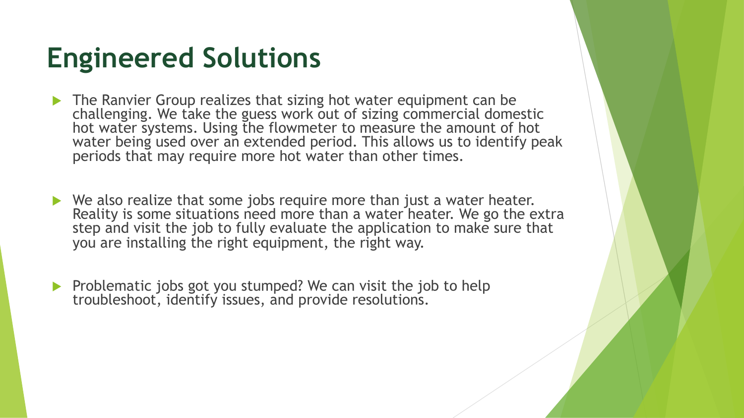# Engineered Solutions

- The Ranvier Group realizes that sizing hot water equipment can be challenging. We take the guess work out of sizing commercial domestic hot water systems. Using the flowmeter to measure the amount of hot water being used over an extended period. This allows us to identify peak periods that may require more hot water than other times.

- We also realize that some jobs require more than just a water heater. Reality is some situations need more than a water heater. We go the extra step and visit the job to fully evaluate the application to make sure that you are installing the right equipment, the right way.

- Problematic jobs got you stumped? We can visit the job to help troubleshoot, identify issues, and provide resolutions.